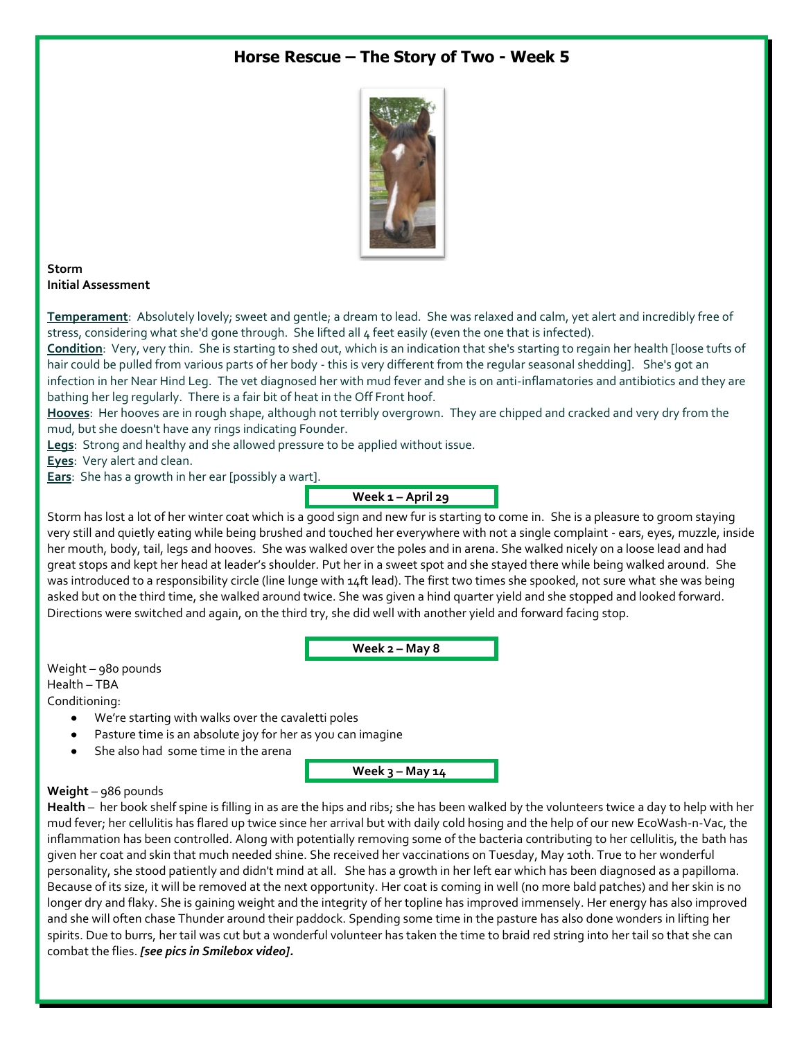# Horse Rescue – The Story of Two - Week 5

**Storm**
**Initial Assessment**

**Temperament**: Absolutely lovely; sweet and gentle; a dream to lead. She was relaxed and calm, yet alert and incredibly free of stress, considering what she'd gone through. She lifted all 4 feet easily (even the one that is infected).
**Condition**: Very, very thin. She is starting to shed out, which is an indication that she's starting to regain her health [loose tufts of hair could be pulled from various parts of her body - this is very different from the regular seasonal shedding]. She's got an infection in her Near Hind Leg. The vet diagnosed her with mud fever and she is on anti-inflamatories and antibiotics and they are bathing her leg regularly. There is a fair bit of heat in the Off Front hoof.
**Hooves**: Her hooves are in rough shape, although not terribly overgrown. They are chipped and cracked and very dry from the mud, but she doesn't have any rings indicating Founder.
**Legs**: Strong and healthy and she allowed pressure to be applied without issue.
**Eyes**: Very alert and clean.
**Ears**: She has a growth in her ear [possibly a wart].

## Week 1 – April 29

Storm has lost a lot of her winter coat which is a good sign and new fur is starting to come in. She is a pleasure to groom staying very still and quietly eating while being brushed and touched her everywhere with not a single complaint - ears, eyes, muzzle, inside her mouth, body, tail, legs and hooves. She was walked over the poles and in arena. She walked nicely on a loose lead and had great stops and kept her head at leader's shoulder. Put her in a sweet spot and she stayed there while being walked around. She was introduced to a responsibility circle (line lunge with 14ft lead). The first two times she spooked, not sure what she was being asked but on the third time, she walked around twice. She was given a hind quarter yield and she stopped and looked forward. Directions were switched and again, on the third try, she did well with another yield and forward facing stop.

## Week 2 – May 8

Weight – 980 pounds
Health – TBA
Conditioning:

- We're starting with walks over the cavaletti poles
- Pasture time is an absolute joy for her as you can imagine
- She also had some time in the arena

## Week 3 – May 14

**Weight** – 986 pounds
**Health** – her book shelf spine is filling in as are the hips and ribs; she has been walked by the volunteers twice a day to help with her mud fever; her cellulitis has flared up twice since her arrival but with daily cold hosing and the help of our new EcoWash-n-Vac, the inflammation has been controlled. Along with potentially removing some of the bacteria contributing to her cellulitis, the bath has given her coat and skin that much needed shine. She received her vaccinations on Tuesday, May 10th. True to her wonderful personality, she stood patiently and didn't mind at all. She has a growth in her left ear which has been diagnosed as a papilloma. Because of its size, it will be removed at the next opportunity. Her coat is coming in well (no more bald patches) and her skin is no longer dry and flaky. She is gaining weight and the integrity of her topline has improved immensely. Her energy has also improved and she will often chase Thunder around their paddock. Spending some time in the pasture has also done wonders in lifting her spirits. Due to burrs, her tail was cut but a wonderful volunteer has taken the time to braid red string into her tail so that she can combat the flies. ***[see pics in Smilebox video].***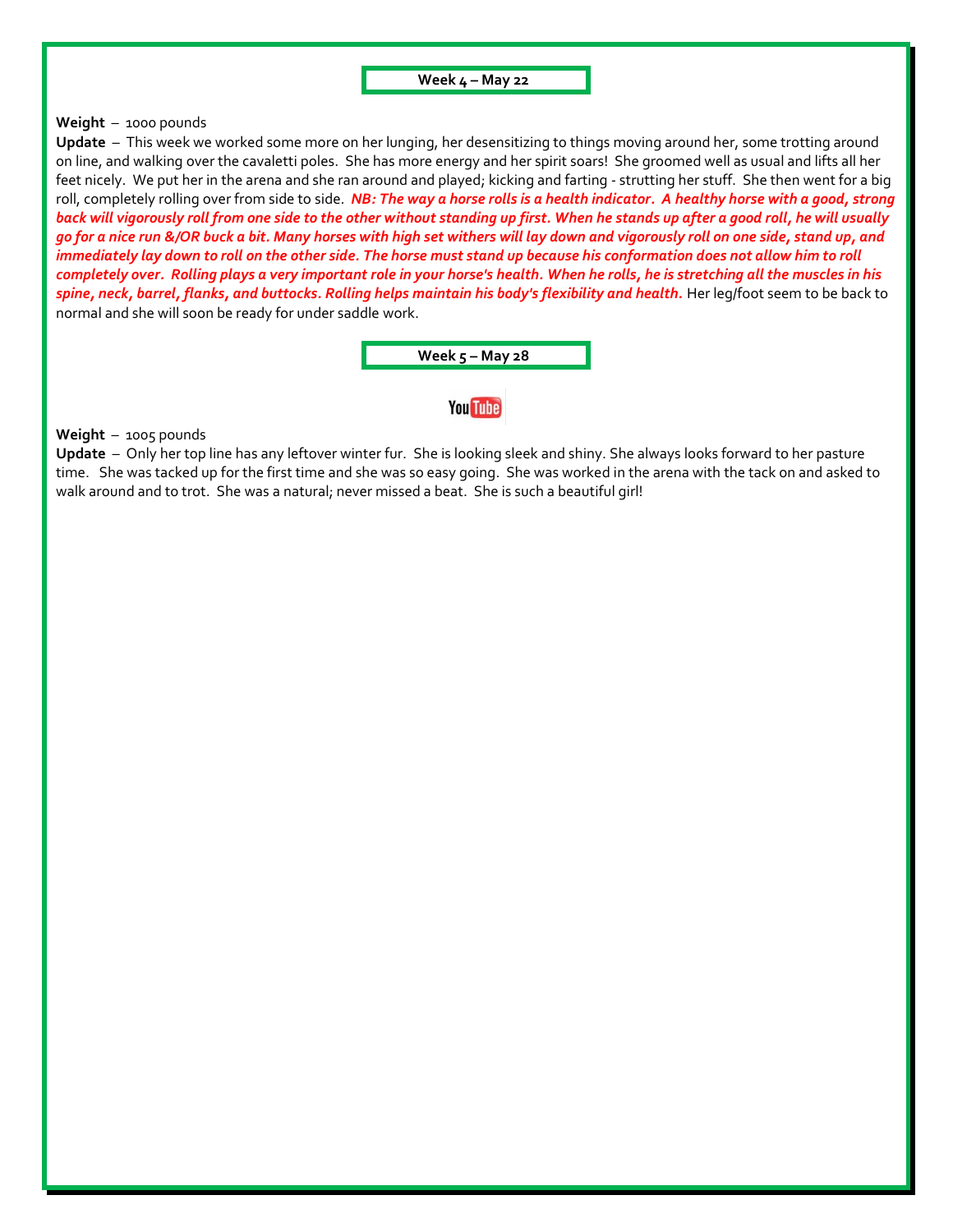## Week 4 – May 22

**Weight** – 1000 pounds

**Update** – This week we worked some more on her lunging, her desensitizing to things moving around her, some trotting around on line, and walking over the cavaletti poles. She has more energy and her spirit soars! She groomed well as usual and lifts all her feet nicely. We put her in the arena and she ran around and played; kicking and farting - strutting her stuff. She then went for a big roll, completely rolling over from side to side. ***NB: The way a horse rolls is a health indicator. A healthy horse with a good, strong back will vigorously roll from one side to the other without standing up first. When he stands up after a good roll, he will usually go for a nice run &/OR buck a bit. Many horses with high set withers will lay down and vigorously roll on one side, stand up, and immediately lay down to roll on the other side. The horse must stand up because his conformation does not allow him to roll completely over. Rolling plays a very important role in your horse's health. When he rolls, he is stretching all the muscles in his spine, neck, barrel, flanks, and buttocks. Rolling helps maintain his body's flexibility and health.*** Her leg/foot seem to be back to normal and she will soon be ready for under saddle work.

## Week 5 – May 28

YouTube

**Weight** – 1005 pounds

**Update** – Only her top line has any leftover winter fur. She is looking sleek and shiny. She always looks forward to her pasture time. She was tacked up for the first time and she was so easy going. She was worked in the arena with the tack on and asked to walk around and to trot. She was a natural; never missed a beat. She is such a beautiful girl!